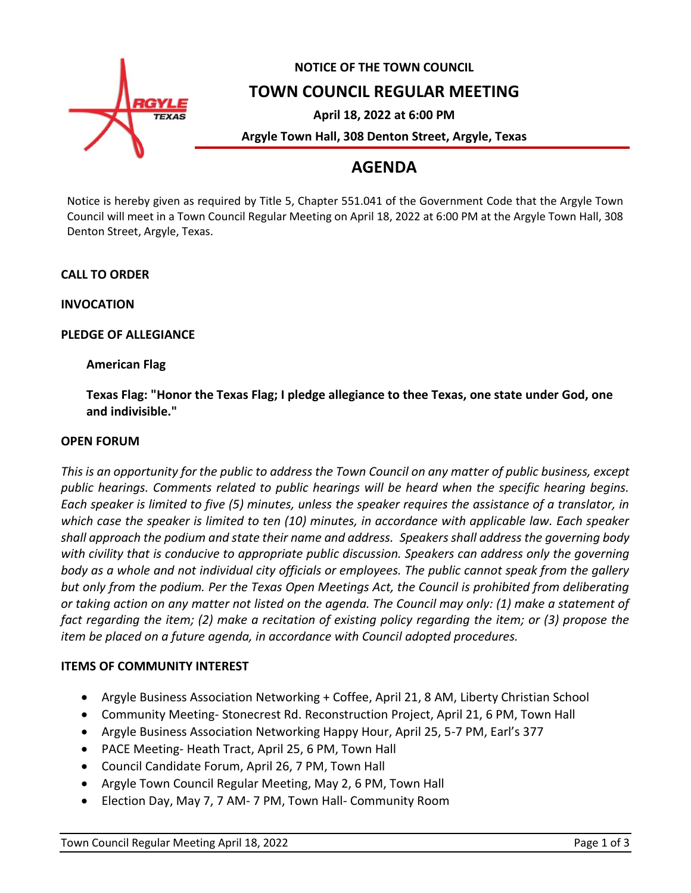**NOTICE OF THE TOWN COUNCIL**

# TOWN COUNCIL REGULAR MEETING

**April 18, 2022 at 6:00 PM**

**Argyle Town Hall, 308 Denton Street, Argyle, Texas**

## AGENDA

Notice is hereby given as required by Title 5, Chapter 551.041 of the Government Code that the Argyle Town Council will meet in a Town Council Regular Meeting on April 18, 2022 at 6:00 PM at the Argyle Town Hall, 308 Denton Street, Argyle, Texas.

**CALL TO ORDER**

**INVOCATION**

**PLEDGE OF ALLEGIANCE**

**American Flag**

**Texas Flag: "Honor the Texas Flag; I pledge allegiance to thee Texas, one state under God, one and indivisible."**

**OPEN FORUM**

*This is an opportunity for the public to address the Town Council on any matter of public business, except public hearings. Comments related to public hearings will be heard when the specific hearing begins. Each speaker is limited to five (5) minutes, unless the speaker requires the assistance of a translator, in which case the speaker is limited to ten (10) minutes, in accordance with applicable law. Each speaker shall approach the podium and state their name and address. Speakers shall address the governing body with civility that is conducive to appropriate public discussion. Speakers can address only the governing body as a whole and not individual city officials or employees. The public cannot speak from the gallery but only from the podium. Per the Texas Open Meetings Act, the Council is prohibited from deliberating or taking action on any matter not listed on the agenda. The Council may only: (1) make a statement of fact regarding the item; (2) make a recitation of existing policy regarding the item; or (3) propose the item be placed on a future agenda, in accordance with Council adopted procedures.*

**ITEMS OF COMMUNITY INTEREST**

- Argyle Business Association Networking + Coffee, April 21, 8 AM, Liberty Christian School
- Community Meeting- Stonecrest Rd. Reconstruction Project, April 21, 6 PM, Town Hall
- Argyle Business Association Networking Happy Hour, April 25, 5-7 PM, Earl's 377
- PACE Meeting- Heath Tract, April 25, 6 PM, Town Hall
- Council Candidate Forum, April 26, 7 PM, Town Hall
- Argyle Town Council Regular Meeting, May 2, 6 PM, Town Hall
- Election Day, May 7, 7 AM- 7 PM, Town Hall- Community Room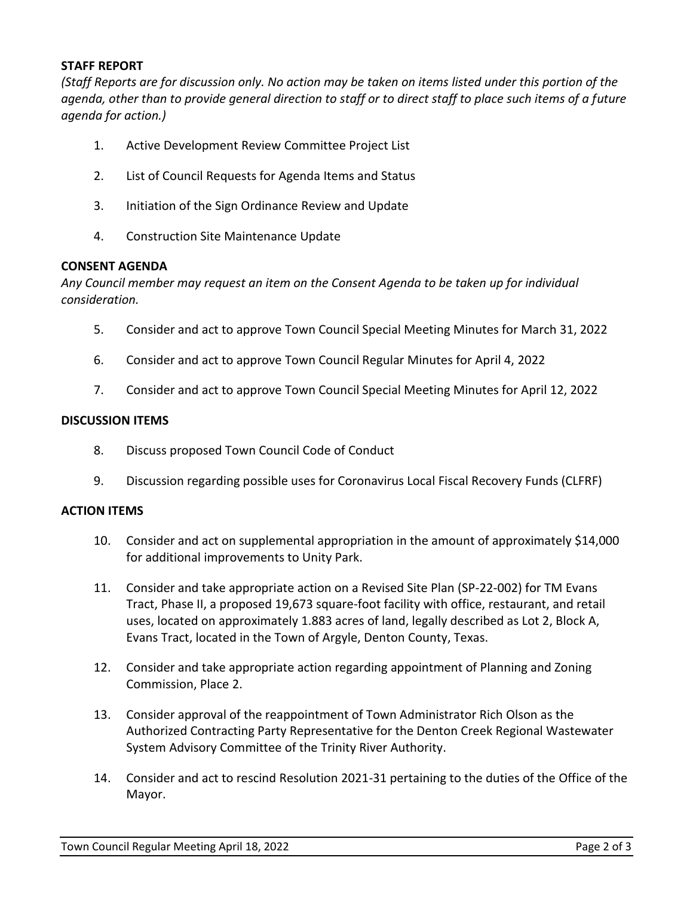**STAFF REPORT**

*(Staff Reports are for discussion only. No action may be taken on items listed under this portion of the agenda, other than to provide general direction to staff or to direct staff to place such items of a future agenda for action.)*

1. Active Development Review Committee Project List
2. List of Council Requests for Agenda Items and Status
3. Initiation of the Sign Ordinance Review and Update
4. Construction Site Maintenance Update

**CONSENT AGENDA**

*Any Council member may request an item on the Consent Agenda to be taken up for individual consideration.*

5. Consider and act to approve Town Council Special Meeting Minutes for March 31, 2022
6. Consider and act to approve Town Council Regular Minutes for April 4, 2022
7. Consider and act to approve Town Council Special Meeting Minutes for April 12, 2022

**DISCUSSION ITEMS**

8. Discuss proposed Town Council Code of Conduct
9. Discussion regarding possible uses for Coronavirus Local Fiscal Recovery Funds (CLFRF)

**ACTION ITEMS**

10. Consider and act on supplemental appropriation in the amount of approximately $14,000 for additional improvements to Unity Park.
11. Consider and take appropriate action on a Revised Site Plan (SP-22-002) for TM Evans Tract, Phase II, a proposed 19,673 square-foot facility with office, restaurant, and retail uses, located on approximately 1.883 acres of land, legally described as Lot 2, Block A, Evans Tract, located in the Town of Argyle, Denton County, Texas.
12. Consider and take appropriate action regarding appointment of Planning and Zoning Commission, Place 2.
13. Consider approval of the reappointment of Town Administrator Rich Olson as the Authorized Contracting Party Representative for the Denton Creek Regional Wastewater System Advisory Committee of the Trinity River Authority.
14. Consider and act to rescind Resolution 2021-31 pertaining to the duties of the Office of the Mayor.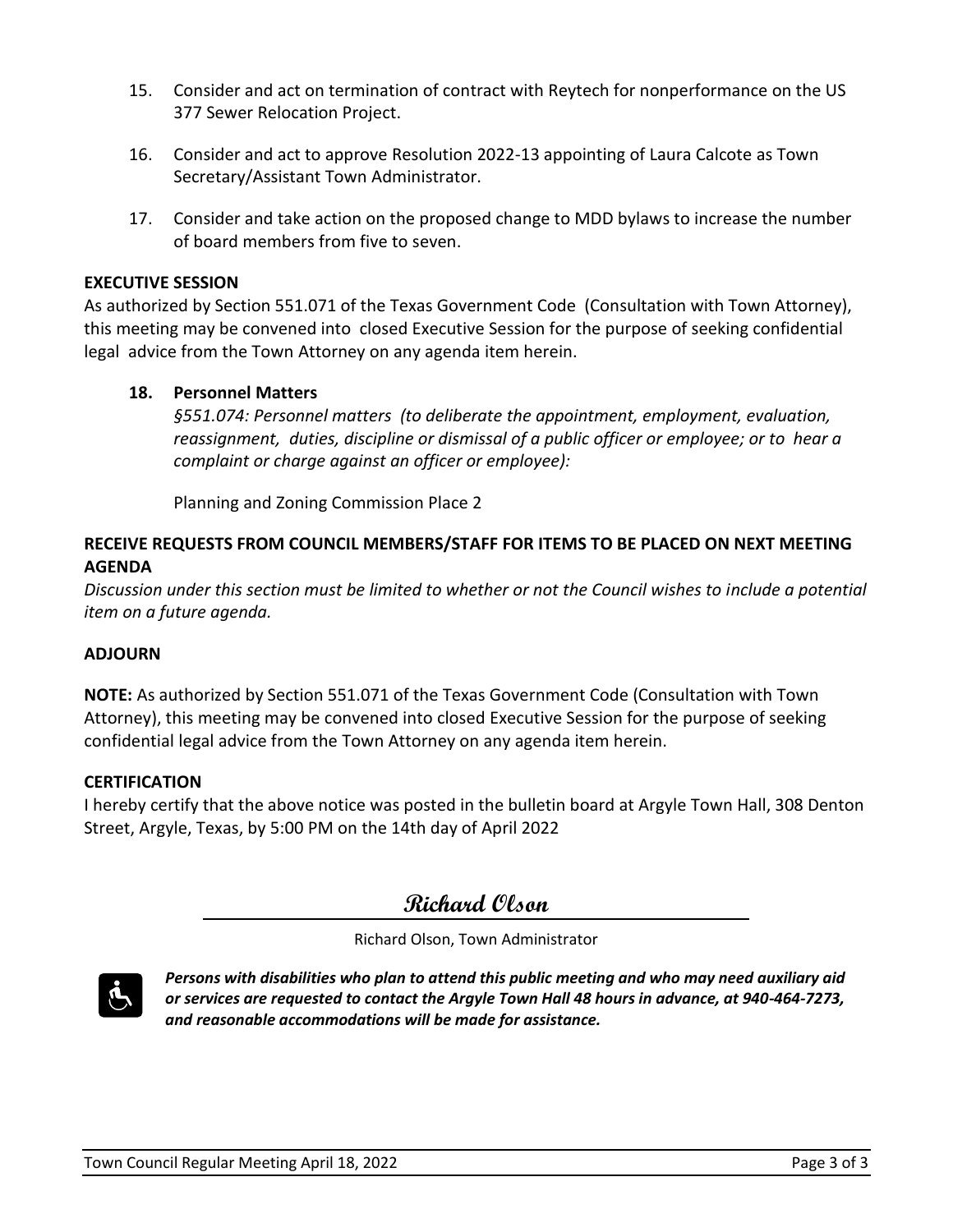15. Consider and act on termination of contract with Reytech for nonperformance on the US 377 Sewer Relocation Project.

16. Consider and act to approve Resolution 2022-13 appointing of Laura Calcote as Town Secretary/Assistant Town Administrator.

17. Consider and take action on the proposed change to MDD bylaws to increase the number of board members from five to seven.

**EXECUTIVE SESSION**

As authorized by Section 551.071 of the Texas Government Code (Consultation with Town Attorney), this meeting may be convened into closed Executive Session for the purpose of seeking confidential legal advice from the Town Attorney on any agenda item herein.

18. **Personnel Matters**

    *§551.074: Personnel matters (to deliberate the appointment, employment, evaluation, reassignment, duties, discipline or dismissal of a public officer or employee; or to hear a complaint or charge against an officer or employee):*

    Planning and Zoning Commission Place 2

**RECEIVE REQUESTS FROM COUNCIL MEMBERS/STAFF FOR ITEMS TO BE PLACED ON NEXT MEETING AGENDA**

*Discussion under this section must be limited to whether or not the Council wishes to include a potential item on a future agenda.*

**ADJOURN**

**NOTE:** As authorized by Section 551.071 of the Texas Government Code (Consultation with Town Attorney), this meeting may be convened into closed Executive Session for the purpose of seeking confidential legal advice from the Town Attorney on any agenda item herein.

**CERTIFICATION**

I hereby certify that the above notice was posted in the bulletin board at Argyle Town Hall, 308 Denton Street, Argyle, Texas, by 5:00 PM on the 14th day of April 2022

**Richard Olson**

Richard Olson, Town Administrator

***Persons with disabilities who plan to attend this public meeting and who may need auxiliary aid or services are requested to contact the Argyle Town Hall 48 hours in advance, at 940-464-7273, and reasonable accommodations will be made for assistance.***